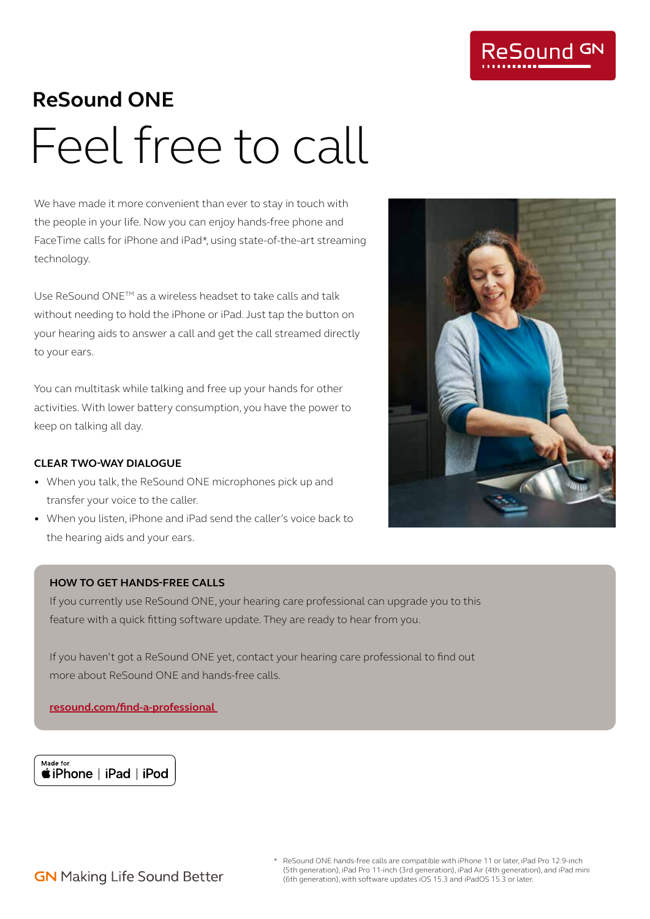ReSound GN

## ReSound ONE

# Feel free to call

We have made it more convenient than ever to stay in touch with the people in your life. Now you can enjoy hands-free phone and FaceTime calls for iPhone and iPad*, using state-of-the-art streaming technology.

Use ReSound ONE™ as a wireless headset to take calls and talk without needing to hold the iPhone or iPad. Just tap the button on your hearing aids to answer a call and get the call streamed directly to your ears.

You can multitask while talking and free up your hands for other activities. With lower battery consumption, you have the power to keep on talking all day.

### CLEAR TWO-WAY DIALOGUE

- When you talk, the ReSound ONE microphones pick up and transfer your voice to the caller.
- When you listen, iPhone and iPad send the caller's voice back to the hearing aids and your ears.

### HOW TO GET HANDS-FREE CALLS

If you currently use ReSound ONE, your hearing care professional can upgrade you to this feature with a quick fitting software update. They are ready to hear from you.

If you haven't got a ReSound ONE yet, contact your hearing care professional to find out more about ReSound ONE and hands-free calls.

[resound.com/find-a-professional](resound.com/find-a-professional)

Made for iPhone | iPad | iPod

GN Making Life Sound Better

* ReSound ONE hands-free calls are compatible with iPhone 11 or later, iPad Pro 12.9-inch (5th generation), iPad Pro 11-inch (3rd generation), iPad Air (4th generation), and iPad mini (6th generation), with software updates iOS 15.3 and iPadOS 15.3 or later.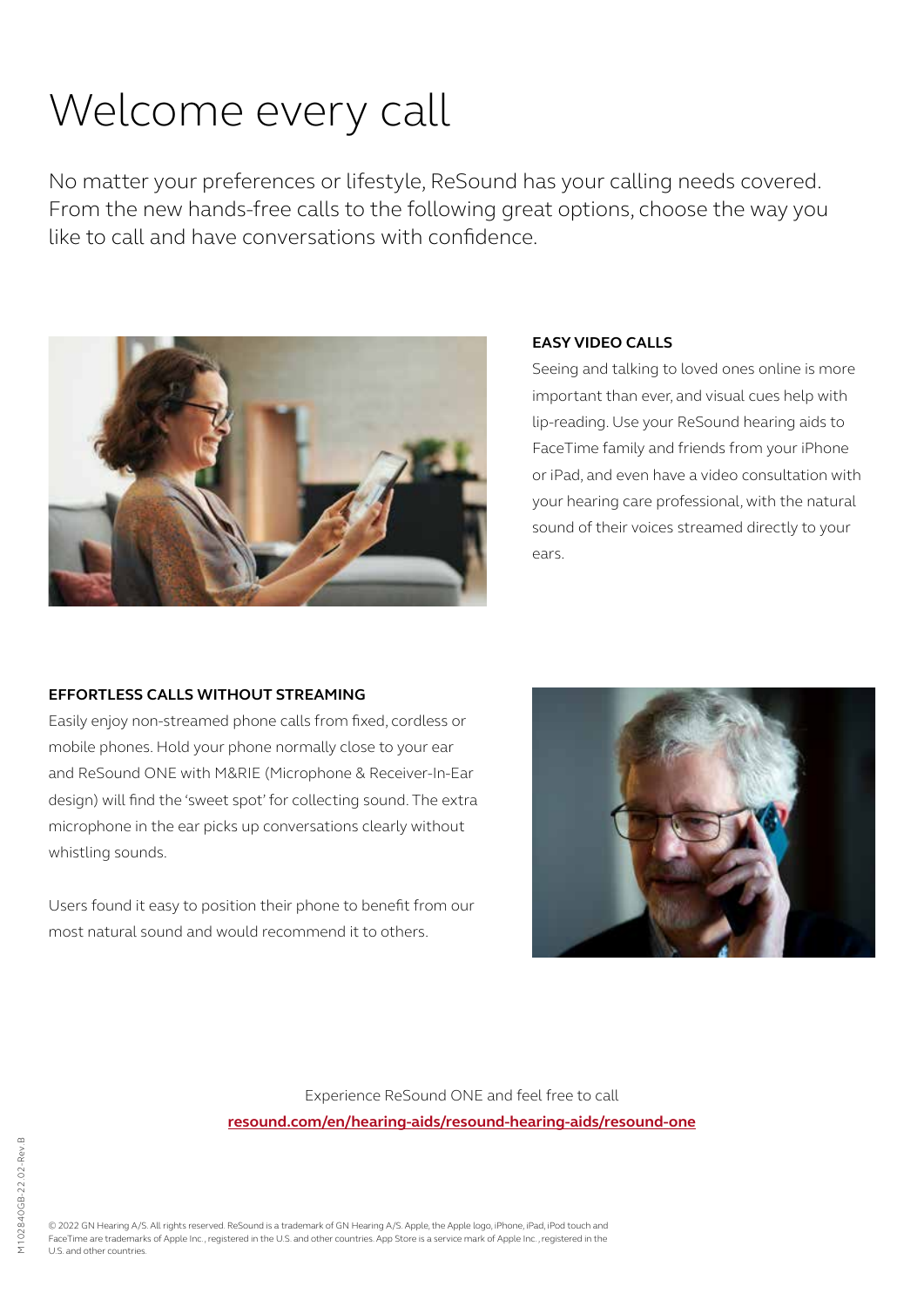# Welcome every call

No matter your preferences or lifestyle, ReSound has your calling needs covered. From the new hands-free calls to the following great options, choose the way you like to call and have conversations with confidence.

**EASY VIDEO CALLS**

Seeing and talking to loved ones online is more important than ever, and visual cues help with lip-reading. Use your ReSound hearing aids to FaceTime family and friends from your iPhone or iPad, and even have a video consultation with your hearing care professional, with the natural sound of their voices streamed directly to your ears.

**EFFORTLESS CALLS WITHOUT STREAMING**

Easily enjoy non-streamed phone calls from fixed, cordless or mobile phones. Hold your phone normally close to your ear and ReSound ONE with M&RIE (Microphone & Receiver-In-Ear design) will find the 'sweet spot' for collecting sound. The extra microphone in the ear picks up conversations clearly without whistling sounds.

Users found it easy to position their phone to benefit from our most natural sound and would recommend it to others.

Experience ReSound ONE and feel free to call

**resound.com/en/hearing-aids/resound-hearing-aids/resound-one**

M102840GB-22.02-Rev.B

© 2022 GN Hearing A/S. All rights reserved. ReSound is a trademark of GN Hearing A/S. Apple, the Apple logo, iPhone, iPad, iPod touch and FaceTime are trademarks of Apple Inc., registered in the U.S. and other countries. App Store is a service mark of Apple Inc., registered in the U.S. and other countries.